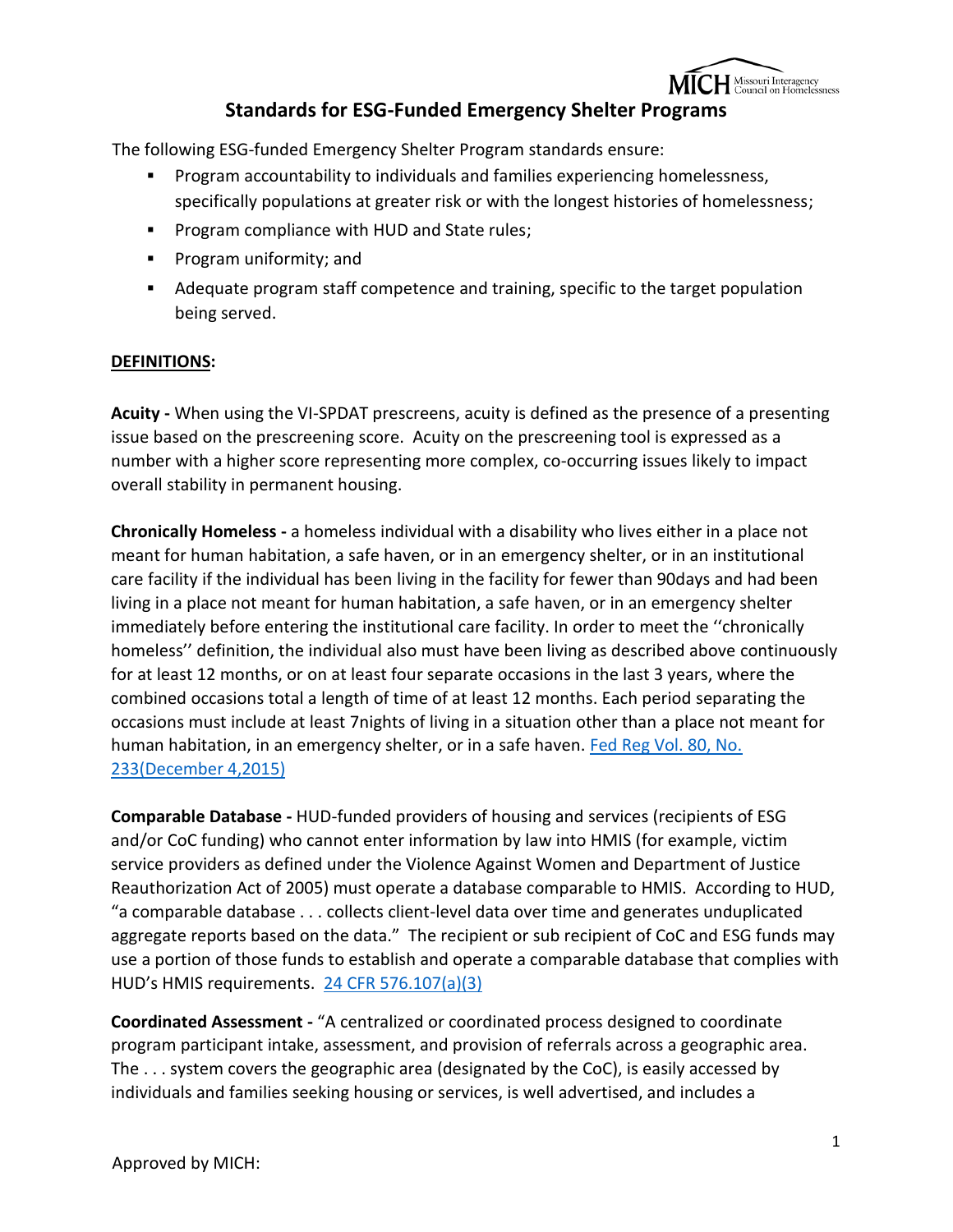# Standards for ESG-Funded Emergency Shelter Programs

The following ESG-funded Emergency Shelter Program standards ensure:

- Program accountability to individuals and families experiencing homelessness, specifically populations at greater risk or with the longest histories of homelessness;
- Program compliance with HUD and State rules;
- Program uniformity; and
- Adequate program staff competence and training, specific to the target population being served.

**DEFINITIONS:**

**Acuity -** When using the VI-SPDAT prescreens, acuity is defined as the presence of a presenting issue based on the prescreening score. Acuity on the prescreening tool is expressed as a number with a higher score representing more complex, co-occurring issues likely to impact overall stability in permanent housing.

**Chronically Homeless -** a homeless individual with a disability who lives either in a place not meant for human habitation, a safe haven, or in an emergency shelter, or in an institutional care facility if the individual has been living in the facility for fewer than 90days and had been living in a place not meant for human habitation, a safe haven, or in an emergency shelter immediately before entering the institutional care facility. In order to meet the ''chronically homeless'' definition, the individual also must have been living as described above continuously for at least 12 months, or on at least four separate occasions in the last 3 years, where the combined occasions total a length of time of at least 12 months. Each period separating the occasions must include at least 7nights of living in a situation other than a place not meant for human habitation, in an emergency shelter, or in a safe haven. [Fed Reg Vol. 80, No. 233(December 4,2015)]

**Comparable Database -** HUD-funded providers of housing and services (recipients of ESG and/or CoC funding) who cannot enter information by law into HMIS (for example, victim service providers as defined under the Violence Against Women and Department of Justice Reauthorization Act of 2005) must operate a database comparable to HMIS. According to HUD, "a comparable database . . . collects client-level data over time and generates unduplicated aggregate reports based on the data." The recipient or sub recipient of CoC and ESG funds may use a portion of those funds to establish and operate a comparable database that complies with HUD's HMIS requirements. [24 CFR 576.107(a)(3)]

**Coordinated Assessment -** "A centralized or coordinated process designed to coordinate program participant intake, assessment, and provision of referrals across a geographic area. The . . . system covers the geographic area (designated by the CoC), is easily accessed by individuals and families seeking housing or services, is well advertised, and includes a

Approved by MICH: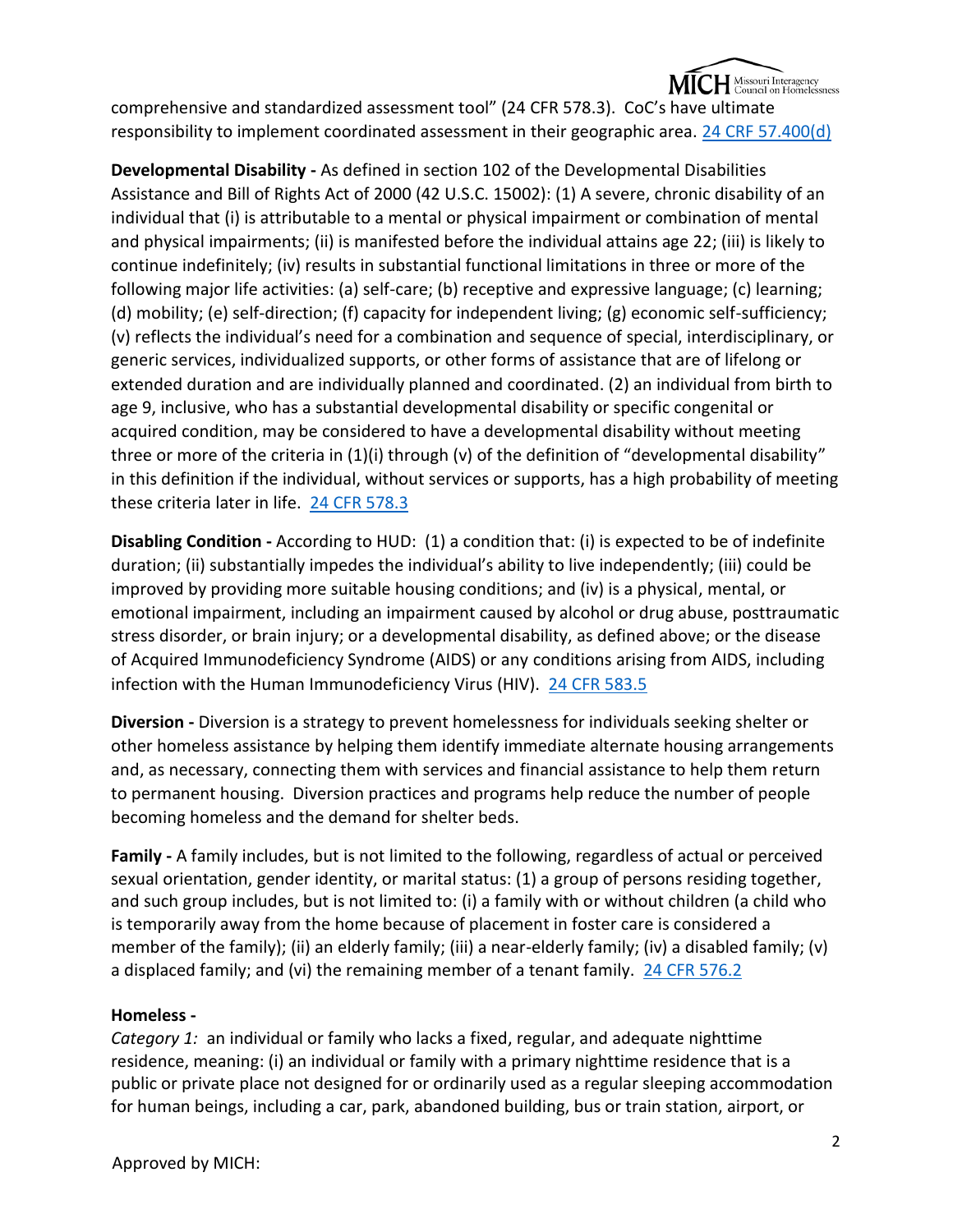comprehensive and standardized assessment tool" (24 CFR 578.3). CoC's have ultimate responsibility to implement coordinated assessment in their geographic area. [24 CRF 57.400(d)]

**Developmental Disability -** As defined in section 102 of the Developmental Disabilities Assistance and Bill of Rights Act of 2000 (42 U.S.C. 15002): (1) A severe, chronic disability of an individual that (i) is attributable to a mental or physical impairment or combination of mental and physical impairments; (ii) is manifested before the individual attains age 22; (iii) is likely to continue indefinitely; (iv) results in substantial functional limitations in three or more of the following major life activities: (a) self-care; (b) receptive and expressive language; (c) learning; (d) mobility; (e) self-direction; (f) capacity for independent living; (g) economic self-sufficiency; (v) reflects the individual's need for a combination and sequence of special, interdisciplinary, or generic services, individualized supports, or other forms of assistance that are of lifelong or extended duration and are individually planned and coordinated. (2) an individual from birth to age 9, inclusive, who has a substantial developmental disability or specific congenital or acquired condition, may be considered to have a developmental disability without meeting three or more of the criteria in (1)(i) through (v) of the definition of "developmental disability" in this definition if the individual, without services or supports, has a high probability of meeting these criteria later in life. 24 CFR 578.3

**Disabling Condition -** According to HUD: (1) a condition that: (i) is expected to be of indefinite duration; (ii) substantially impedes the individual's ability to live independently; (iii) could be improved by providing more suitable housing conditions; and (iv) is a physical, mental, or emotional impairment, including an impairment caused by alcohol or drug abuse, posttraumatic stress disorder, or brain injury; or a developmental disability, as defined above; or the disease of Acquired Immunodeficiency Syndrome (AIDS) or any conditions arising from AIDS, including infection with the Human Immunodeficiency Virus (HIV). 24 CFR 583.5

**Diversion -** Diversion is a strategy to prevent homelessness for individuals seeking shelter or other homeless assistance by helping them identify immediate alternate housing arrangements and, as necessary, connecting them with services and financial assistance to help them return to permanent housing. Diversion practices and programs help reduce the number of people becoming homeless and the demand for shelter beds.

**Family -** A family includes, but is not limited to the following, regardless of actual or perceived sexual orientation, gender identity, or marital status: (1) a group of persons residing together, and such group includes, but is not limited to: (i) a family with or without children (a child who is temporarily away from the home because of placement in foster care is considered a member of the family); (ii) an elderly family; (iii) a near-elderly family; (iv) a disabled family; (v) a displaced family; and (vi) the remaining member of a tenant family. 24 CFR 576.2

**Homeless -**

*Category 1:* an individual or family who lacks a fixed, regular, and adequate nighttime residence, meaning: (i) an individual or family with a primary nighttime residence that is a public or private place not designed for or ordinarily used as a regular sleeping accommodation for human beings, including a car, park, abandoned building, bus or train station, airport, or

Approved by MICH: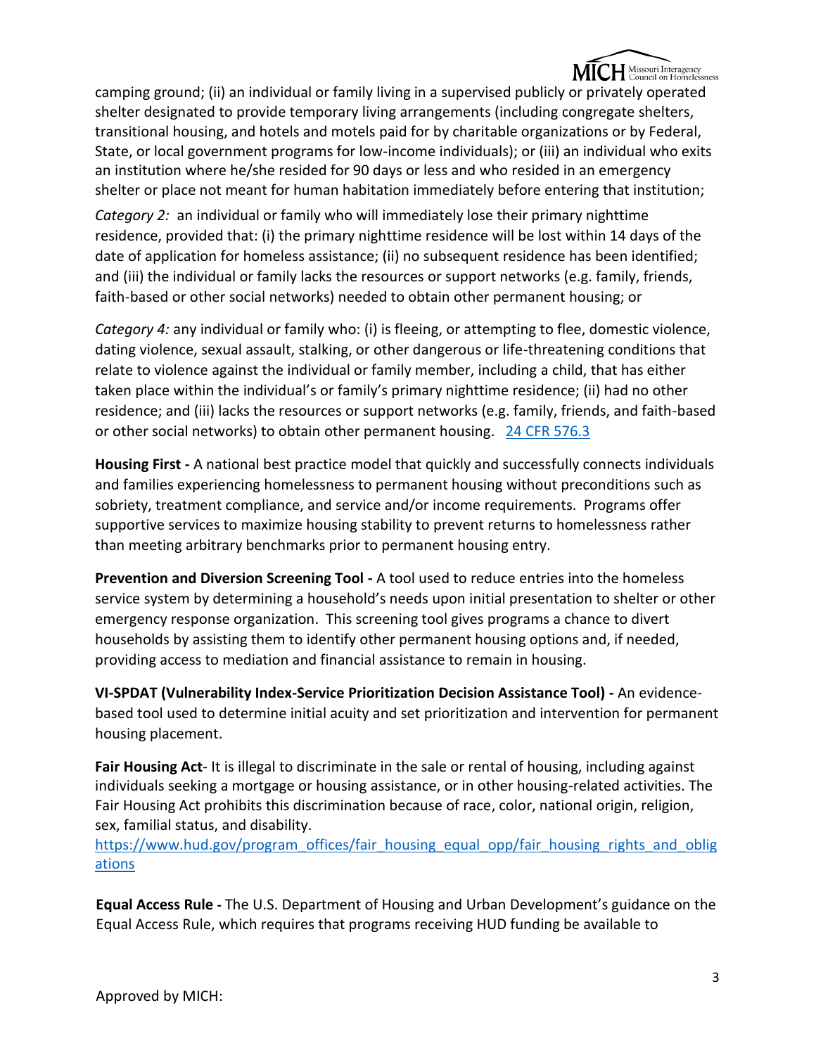camping ground; (ii) an individual or family living in a supervised publicly or privately operated shelter designated to provide temporary living arrangements (including congregate shelters, transitional housing, and hotels and motels paid for by charitable organizations or by Federal, State, or local government programs for low-income individuals); or (iii) an individual who exits an institution where he/she resided for 90 days or less and who resided in an emergency shelter or place not meant for human habitation immediately before entering that institution;

*Category 2:* an individual or family who will immediately lose their primary nighttime residence, provided that: (i) the primary nighttime residence will be lost within 14 days of the date of application for homeless assistance; (ii) no subsequent residence has been identified; and (iii) the individual or family lacks the resources or support networks (e.g. family, friends, faith-based or other social networks) needed to obtain other permanent housing; or

*Category 4:* any individual or family who: (i) is fleeing, or attempting to flee, domestic violence, dating violence, sexual assault, stalking, or other dangerous or life-threatening conditions that relate to violence against the individual or family member, including a child, that has either taken place within the individual's or family's primary nighttime residence; (ii) had no other residence; and (iii) lacks the resources or support networks (e.g. family, friends, and faith-based or other social networks) to obtain other permanent housing. 24 CFR 576.3

**Housing First -** A national best practice model that quickly and successfully connects individuals and families experiencing homelessness to permanent housing without preconditions such as sobriety, treatment compliance, and service and/or income requirements. Programs offer supportive services to maximize housing stability to prevent returns to homelessness rather than meeting arbitrary benchmarks prior to permanent housing entry.

**Prevention and Diversion Screening Tool -** A tool used to reduce entries into the homeless service system by determining a household's needs upon initial presentation to shelter or other emergency response organization. This screening tool gives programs a chance to divert households by assisting them to identify other permanent housing options and, if needed, providing access to mediation and financial assistance to remain in housing.

**VI-SPDAT (Vulnerability Index-Service Prioritization Decision Assistance Tool) -** An evidence-based tool used to determine initial acuity and set prioritization and intervention for permanent housing placement.

**Fair Housing Act**- It is illegal to discriminate in the sale or rental of housing, including against individuals seeking a mortgage or housing assistance, or in other housing-related activities. The Fair Housing Act prohibits this discrimination because of race, color, national origin, religion, sex, familial status, and disability.
https://www.hud.gov/program_offices/fair_housing_equal_opp/fair_housing_rights_and_obligations

**Equal Access Rule -** The U.S. Department of Housing and Urban Development's guidance on the Equal Access Rule, which requires that programs receiving HUD funding be available to

Approved by MICH: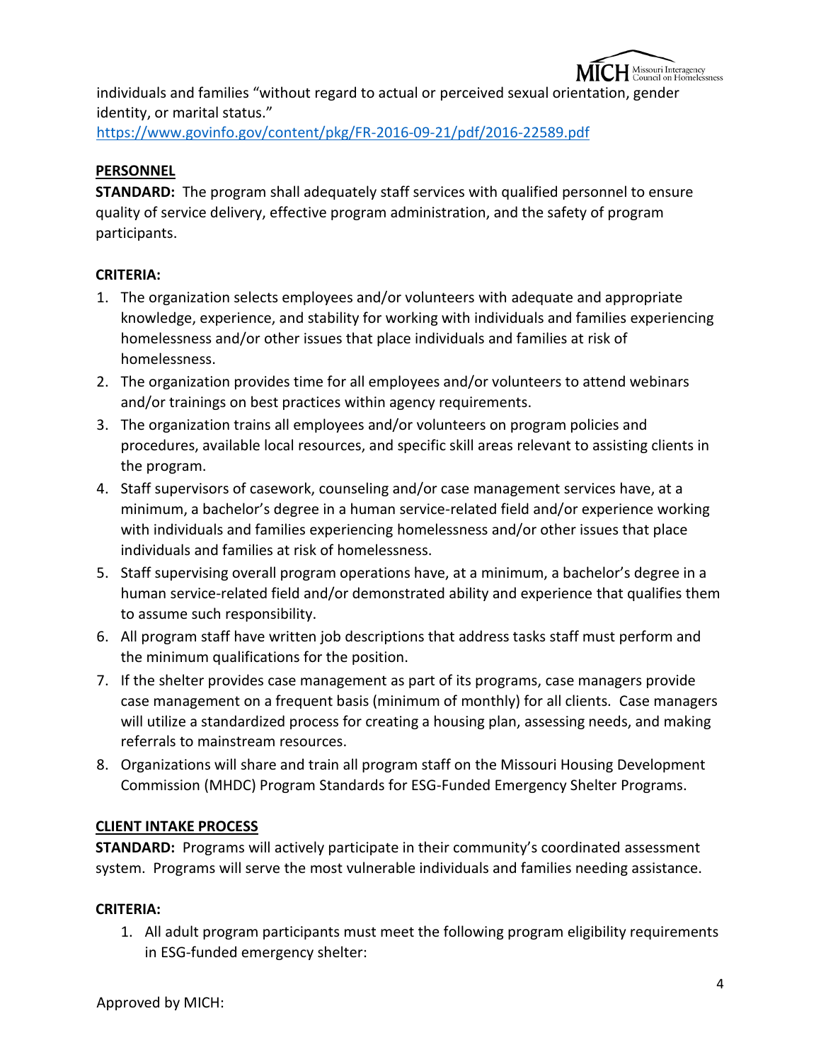individuals and families "without regard to actual or perceived sexual orientation, gender identity, or marital status."
https://www.govinfo.gov/content/pkg/FR-2016-09-21/pdf/2016-22589.pdf

**PERSONNEL**

**STANDARD:** The program shall adequately staff services with qualified personnel to ensure quality of service delivery, effective program administration, and the safety of program participants.

**CRITERIA:**

1. The organization selects employees and/or volunteers with adequate and appropriate knowledge, experience, and stability for working with individuals and families experiencing homelessness and/or other issues that place individuals and families at risk of homelessness.
2. The organization provides time for all employees and/or volunteers to attend webinars and/or trainings on best practices within agency requirements.
3. The organization trains all employees and/or volunteers on program policies and procedures, available local resources, and specific skill areas relevant to assisting clients in the program.
4. Staff supervisors of casework, counseling and/or case management services have, at a minimum, a bachelor's degree in a human service-related field and/or experience working with individuals and families experiencing homelessness and/or other issues that place individuals and families at risk of homelessness.
5. Staff supervising overall program operations have, at a minimum, a bachelor's degree in a human service-related field and/or demonstrated ability and experience that qualifies them to assume such responsibility.
6. All program staff have written job descriptions that address tasks staff must perform and the minimum qualifications for the position.
7. If the shelter provides case management as part of its programs, case managers provide case management on a frequent basis (minimum of monthly) for all clients. Case managers will utilize a standardized process for creating a housing plan, assessing needs, and making referrals to mainstream resources.
8. Organizations will share and train all program staff on the Missouri Housing Development Commission (MHDC) Program Standards for ESG-Funded Emergency Shelter Programs.

**CLIENT INTAKE PROCESS**

**STANDARD:** Programs will actively participate in their community's coordinated assessment system. Programs will serve the most vulnerable individuals and families needing assistance.

**CRITERIA:**

1. All adult program participants must meet the following program eligibility requirements in ESG-funded emergency shelter:

Approved by MICH: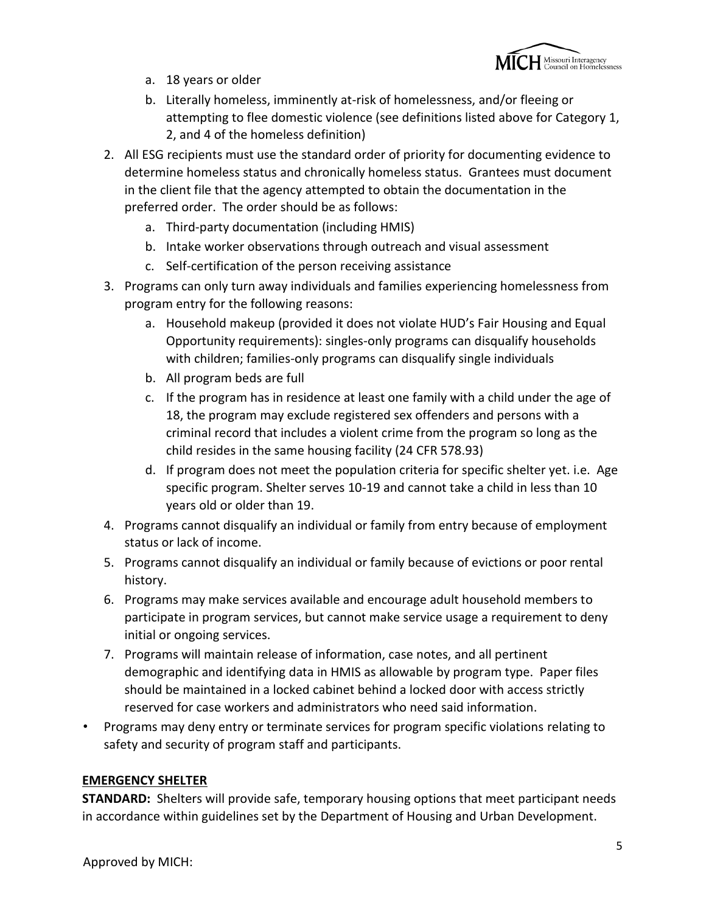a. 18 years or older
    b. Literally homeless, imminently at-risk of homelessness, and/or fleeing or attempting to flee domestic violence (see definitions listed above for Category 1, 2, and 4 of the homeless definition)
2. All ESG recipients must use the standard order of priority for documenting evidence to determine homeless status and chronically homeless status. Grantees must document in the client file that the agency attempted to obtain the documentation in the preferred order. The order should be as follows:
    a. Third-party documentation (including HMIS)
    b. Intake worker observations through outreach and visual assessment
    c. Self-certification of the person receiving assistance
3. Programs can only turn away individuals and families experiencing homelessness from program entry for the following reasons:
    a. Household makeup (provided it does not violate HUD's Fair Housing and Equal Opportunity requirements): singles-only programs can disqualify households with children; families-only programs can disqualify single individuals
    b. All program beds are full
    c. If the program has in residence at least one family with a child under the age of 18, the program may exclude registered sex offenders and persons with a criminal record that includes a violent crime from the program so long as the child resides in the same housing facility (24 CFR 578.93)
    d. If program does not meet the population criteria for specific shelter yet. i.e. Age specific program. Shelter serves 10-19 and cannot take a child in less than 10 years old or older than 19.
4. Programs cannot disqualify an individual or family from entry because of employment status or lack of income.
5. Programs cannot disqualify an individual or family because of evictions or poor rental history.
6. Programs may make services available and encourage adult household members to participate in program services, but cannot make service usage a requirement to deny initial or ongoing services.
7. Programs will maintain release of information, case notes, and all pertinent demographic and identifying data in HMIS as allowable by program type. Paper files should be maintained in a locked cabinet behind a locked door with access strictly reserved for case workers and administrators who need said information.

- Programs may deny entry or terminate services for program specific violations relating to safety and security of program staff and participants.

**EMERGENCY SHELTER**

**STANDARD:** Shelters will provide safe, temporary housing options that meet participant needs in accordance within guidelines set by the Department of Housing and Urban Development.

Approved by MICH: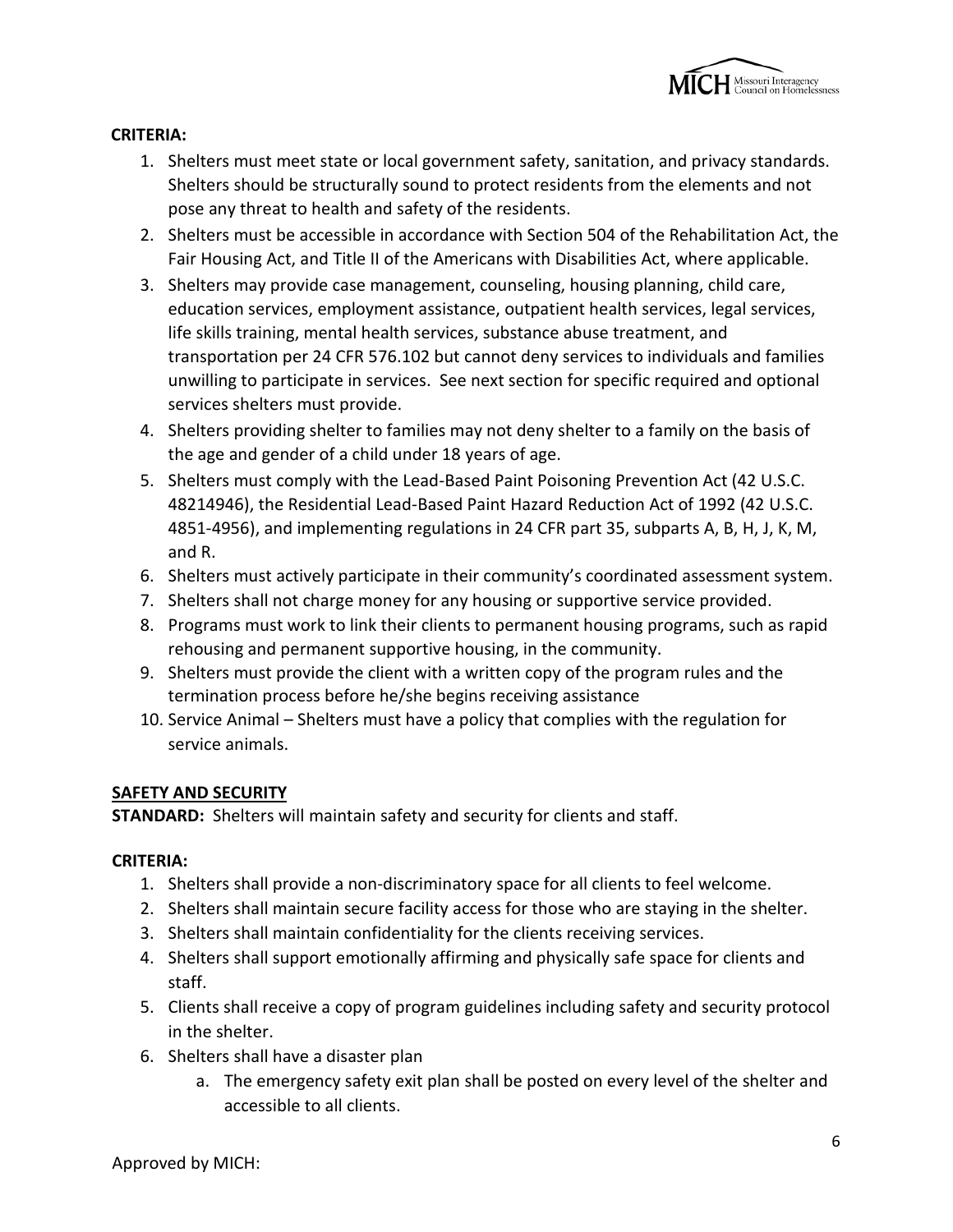**CRITERIA:**

1. Shelters must meet state or local government safety, sanitation, and privacy standards. Shelters should be structurally sound to protect residents from the elements and not pose any threat to health and safety of the residents.
2. Shelters must be accessible in accordance with Section 504 of the Rehabilitation Act, the Fair Housing Act, and Title II of the Americans with Disabilities Act, where applicable.
3. Shelters may provide case management, counseling, housing planning, child care, education services, employment assistance, outpatient health services, legal services, life skills training, mental health services, substance abuse treatment, and transportation per 24 CFR 576.102 but cannot deny services to individuals and families unwilling to participate in services. See next section for specific required and optional services shelters must provide.
4. Shelters providing shelter to families may not deny shelter to a family on the basis of the age and gender of a child under 18 years of age.
5. Shelters must comply with the Lead-Based Paint Poisoning Prevention Act (42 U.S.C. 48214946), the Residential Lead-Based Paint Hazard Reduction Act of 1992 (42 U.S.C. 4851-4956), and implementing regulations in 24 CFR part 35, subparts A, B, H, J, K, M, and R.
6. Shelters must actively participate in their community's coordinated assessment system.
7. Shelters shall not charge money for any housing or supportive service provided.
8. Programs must work to link their clients to permanent housing programs, such as rapid rehousing and permanent supportive housing, in the community.
9. Shelters must provide the client with a written copy of the program rules and the termination process before he/she begins receiving assistance
10. Service Animal – Shelters must have a policy that complies with the regulation for service animals.

## SAFETY AND SECURITY

**STANDARD:** Shelters will maintain safety and security for clients and staff.

**CRITERIA:**

1. Shelters shall provide a non-discriminatory space for all clients to feel welcome.
2. Shelters shall maintain secure facility access for those who are staying in the shelter.
3. Shelters shall maintain confidentiality for the clients receiving services.
4. Shelters shall support emotionally affirming and physically safe space for clients and staff.
5. Clients shall receive a copy of program guidelines including safety and security protocol in the shelter.
6. Shelters shall have a disaster plan
   a. The emergency safety exit plan shall be posted on every level of the shelter and accessible to all clients.

Approved by MICH: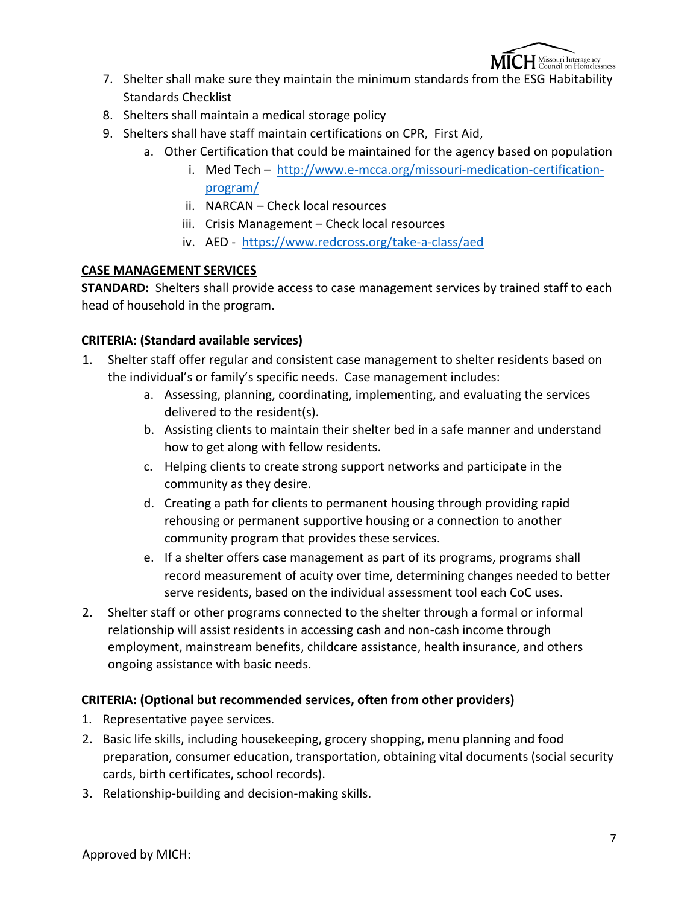7. Shelter shall make sure they maintain the minimum standards from the ESG Habitability Standards Checklist
8. Shelters shall maintain a medical storage policy
9. Shelters shall have staff maintain certifications on CPR, First Aid,
    a. Other Certification that could be maintained for the agency based on population
        i. Med Tech – [http://www.e-mcca.org/missouri-medication-certification-program/](http://www.e-mcca.org/missouri-medication-certification-program/)
        ii. NARCAN – Check local resources
        iii. Crisis Management – Check local resources
        iv. AED - [https://www.redcross.org/take-a-class/aed](https://www.redcross.org/take-a-class/aed)

**CASE MANAGEMENT SERVICES**

**STANDARD:** Shelters shall provide access to case management services by trained staff to each head of household in the program.

**CRITERIA: (Standard available services)**

1. Shelter staff offer regular and consistent case management to shelter residents based on the individual's or family's specific needs. Case management includes:
    a. Assessing, planning, coordinating, implementing, and evaluating the services delivered to the resident(s).
    b. Assisting clients to maintain their shelter bed in a safe manner and understand how to get along with fellow residents.
    c. Helping clients to create strong support networks and participate in the community as they desire.
    d. Creating a path for clients to permanent housing through providing rapid rehousing or permanent supportive housing or a connection to another community program that provides these services.
    e. If a shelter offers case management as part of its programs, programs shall record measurement of acuity over time, determining changes needed to better serve residents, based on the individual assessment tool each CoC uses.
2. Shelter staff or other programs connected to the shelter through a formal or informal relationship will assist residents in accessing cash and non-cash income through employment, mainstream benefits, childcare assistance, health insurance, and others ongoing assistance with basic needs.

**CRITERIA: (Optional but recommended services, often from other providers)**

1. Representative payee services.
2. Basic life skills, including housekeeping, grocery shopping, menu planning and food preparation, consumer education, transportation, obtaining vital documents (social security cards, birth certificates, school records).
3. Relationship-building and decision-making skills.

Approved by MICH: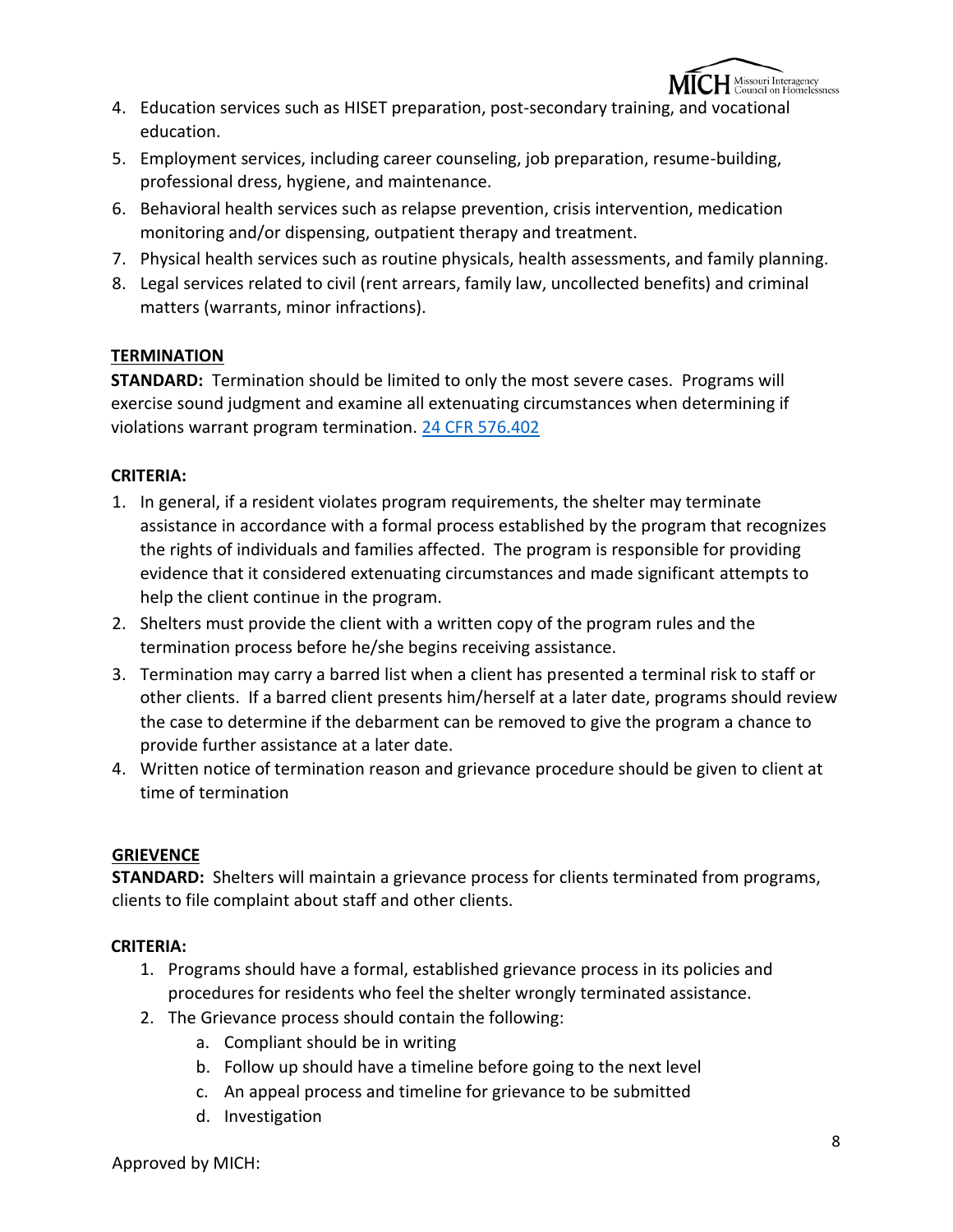4. Education services such as HISET preparation, post-secondary training, and vocational education.
5. Employment services, including career counseling, job preparation, resume-building, professional dress, hygiene, and maintenance.
6. Behavioral health services such as relapse prevention, crisis intervention, medication monitoring and/or dispensing, outpatient therapy and treatment.
7. Physical health services such as routine physicals, health assessments, and family planning.
8. Legal services related to civil (rent arrears, family law, uncollected benefits) and criminal matters (warrants, minor infractions).

**<u>TERMINATION</u>**

**STANDARD:** Termination should be limited to only the most severe cases. Programs will exercise sound judgment and examine all extenuating circumstances when determining if violations warrant program termination. [24 CFR 576.402]

**CRITERIA:**

1. In general, if a resident violates program requirements, the shelter may terminate assistance in accordance with a formal process established by the program that recognizes the rights of individuals and families affected. The program is responsible for providing evidence that it considered extenuating circumstances and made significant attempts to help the client continue in the program.
2. Shelters must provide the client with a written copy of the program rules and the termination process before he/she begins receiving assistance.
3. Termination may carry a barred list when a client has presented a terminal risk to staff or other clients. If a barred client presents him/herself at a later date, programs should review the case to determine if the debarment can be removed to give the program a chance to provide further assistance at a later date.
4. Written notice of termination reason and grievance procedure should be given to client at time of termination

**<u>GRIEVENCE</u>**

**STANDARD:** Shelters will maintain a grievance process for clients terminated from programs, clients to file complaint about staff and other clients.

**CRITERIA:**

1. Programs should have a formal, established grievance process in its policies and procedures for residents who feel the shelter wrongly terminated assistance.
2. The Grievance process should contain the following:
   a. Compliant should be in writing
   b. Follow up should have a timeline before going to the next level
   c. An appeal process and timeline for grievance to be submitted
   d. Investigation

Approved by MICH: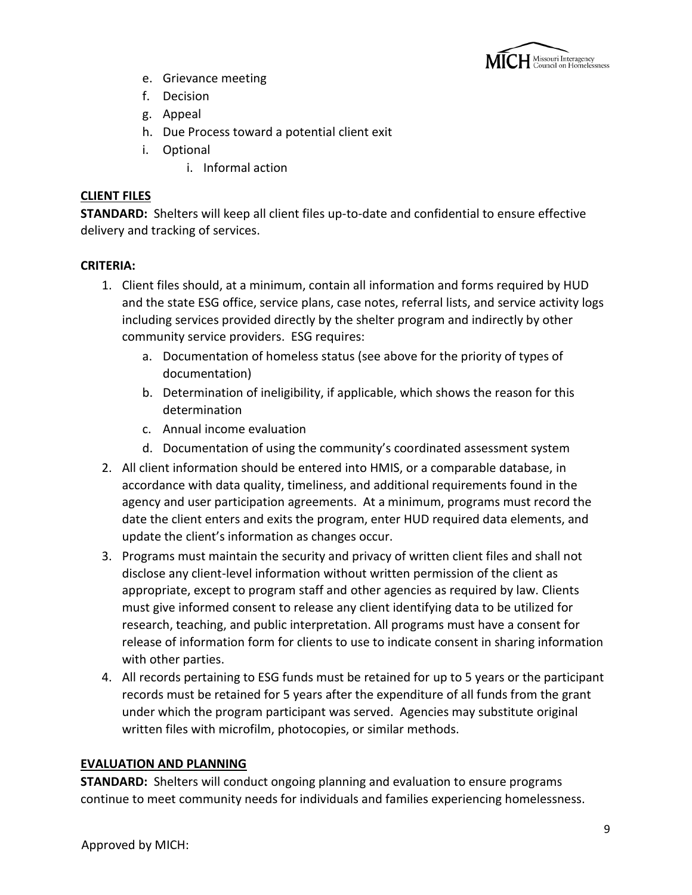e. Grievance meeting
   f. Decision
   g. Appeal
   h. Due Process toward a potential client exit
   i. Optional
      i. Informal action

**CLIENT FILES**

**STANDARD:** Shelters will keep all client files up-to-date and confidential to ensure effective delivery and tracking of services.

**CRITERIA:**

1. Client files should, at a minimum, contain all information and forms required by HUD and the state ESG office, service plans, case notes, referral lists, and service activity logs including services provided directly by the shelter program and indirectly by other community service providers. ESG requires:
   a. Documentation of homeless status (see above for the priority of types of documentation)
   b. Determination of ineligibility, if applicable, which shows the reason for this determination
   c. Annual income evaluation
   d. Documentation of using the community's coordinated assessment system
2. All client information should be entered into HMIS, or a comparable database, in accordance with data quality, timeliness, and additional requirements found in the agency and user participation agreements. At a minimum, programs must record the date the client enters and exits the program, enter HUD required data elements, and update the client's information as changes occur.
3. Programs must maintain the security and privacy of written client files and shall not disclose any client-level information without written permission of the client as appropriate, except to program staff and other agencies as required by law. Clients must give informed consent to release any client identifying data to be utilized for research, teaching, and public interpretation. All programs must have a consent for release of information form for clients to use to indicate consent in sharing information with other parties.
4. All records pertaining to ESG funds must be retained for up to 5 years or the participant records must be retained for 5 years after the expenditure of all funds from the grant under which the program participant was served. Agencies may substitute original written files with microfilm, photocopies, or similar methods.

**EVALUATION AND PLANNING**

**STANDARD:** Shelters will conduct ongoing planning and evaluation to ensure programs continue to meet community needs for individuals and families experiencing homelessness.

Approved by MICH: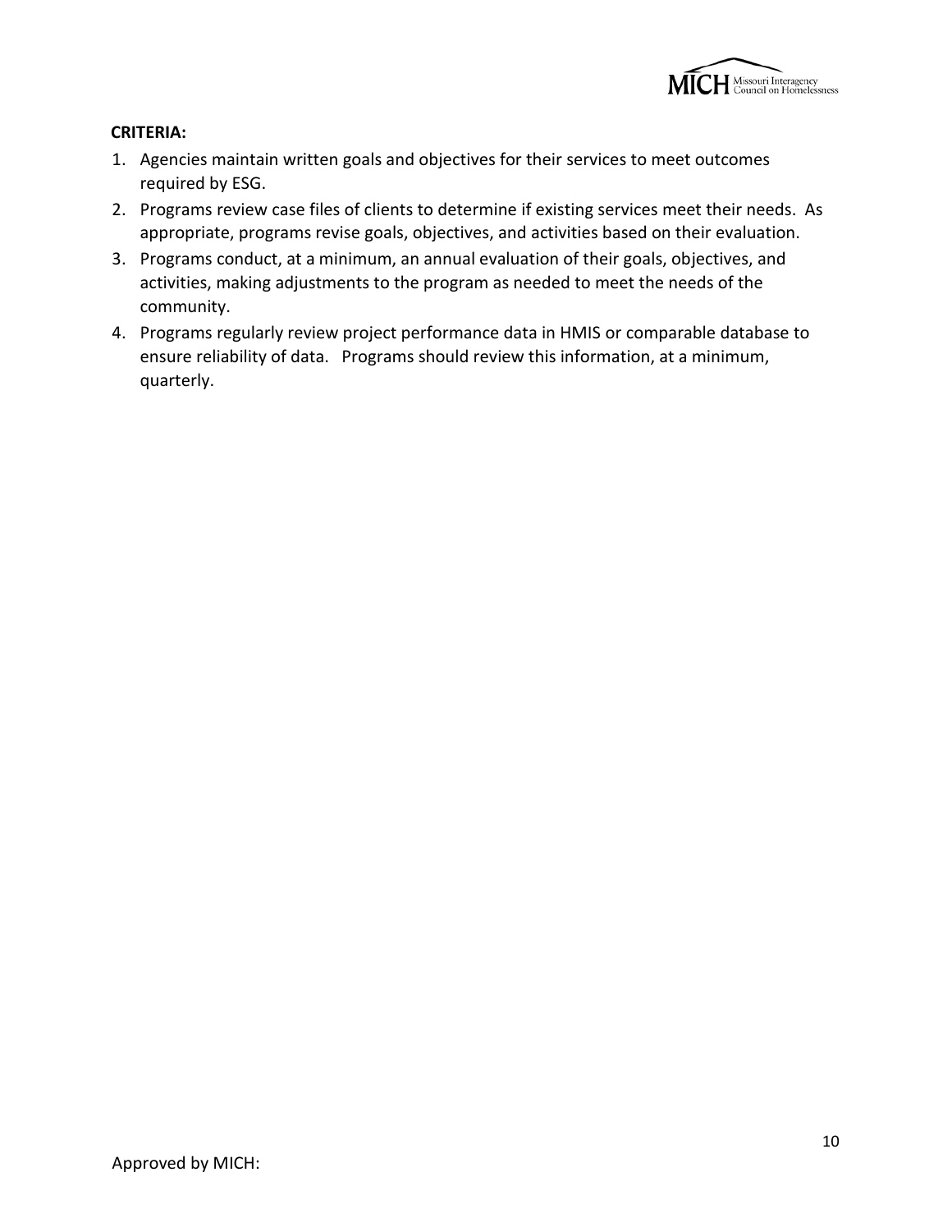**CRITERIA:**

1. Agencies maintain written goals and objectives for their services to meet outcomes required by ESG.
2. Programs review case files of clients to determine if existing services meet their needs. As appropriate, programs revise goals, objectives, and activities based on their evaluation.
3. Programs conduct, at a minimum, an annual evaluation of their goals, objectives, and activities, making adjustments to the program as needed to meet the needs of the community.
4. Programs regularly review project performance data in HMIS or comparable database to ensure reliability of data. Programs should review this information, at a minimum, quarterly.

Approved by MICH: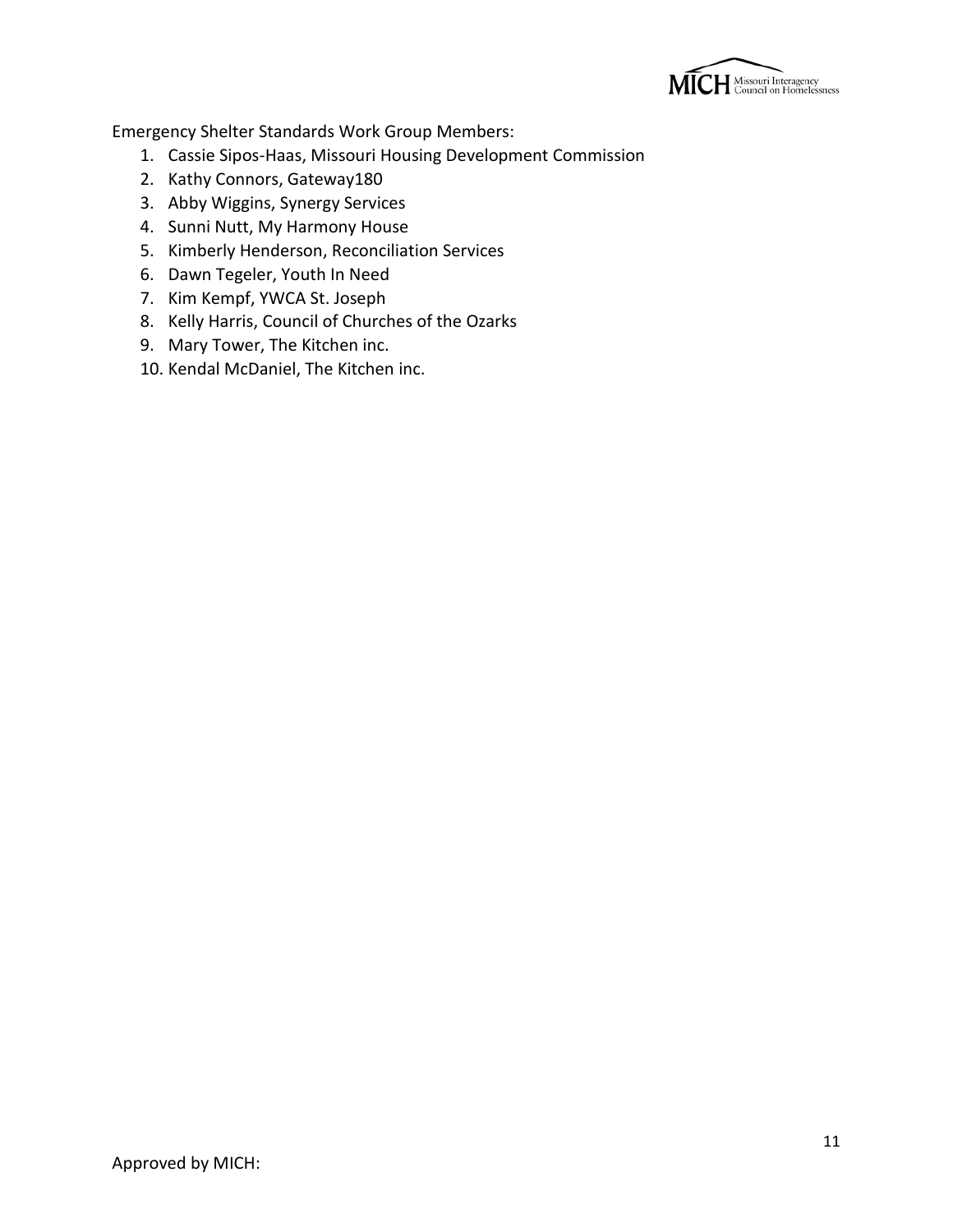Emergency Shelter Standards Work Group Members:

1. Cassie Sipos-Haas, Missouri Housing Development Commission
2. Kathy Connors, Gateway180
3. Abby Wiggins, Synergy Services
4. Sunni Nutt, My Harmony House
5. Kimberly Henderson, Reconciliation Services
6. Dawn Tegeler, Youth In Need
7. Kim Kempf, YWCA St. Joseph
8. Kelly Harris, Council of Churches of the Ozarks
9. Mary Tower, The Kitchen inc.
10. Kendal McDaniel, The Kitchen inc.

Approved by MICH: